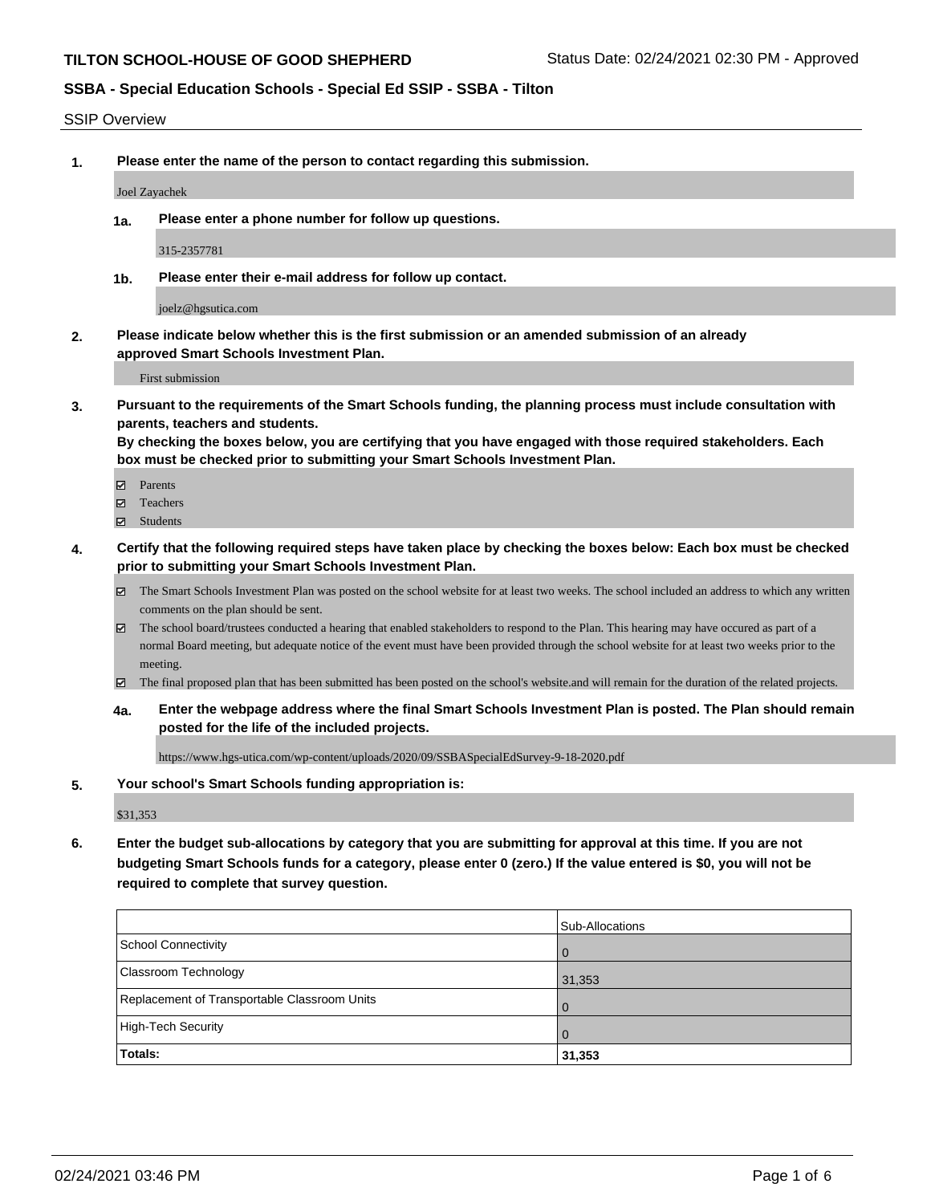**TILTON SCHOOL-HOUSE OF GOOD SHEPHERD** Status Date: 02/24/2021 02:30 PM - Approved

**SSBA - Special Education Schools - Special Ed SSIP - SSBA - Tilton**

SSIP Overview

**1. Please enter the name of the person to contact regarding this submission.**

Joel Zayachek

**1a. Please enter a phone number for follow up questions.**

315-2357781

**1b. Please enter their e-mail address for follow up contact.**

joelz@hgsutica.com

**2. Please indicate below whether this is the first submission or an amended submission of an already approved Smart Schools Investment Plan.**

First submission

**3. Pursuant to the requirements of the Smart Schools funding, the planning process must include consultation with parents, teachers and students.**
**By checking the boxes below, you are certifying that you have engaged with those required stakeholders. Each box must be checked prior to submitting your Smart Schools Investment Plan.**

- ☑ Parents
- ☑ Teachers
- ☑ Students

**4. Certify that the following required steps have taken place by checking the boxes below: Each box must be checked prior to submitting your Smart Schools Investment Plan.**

- ☑ The Smart Schools Investment Plan was posted on the school website for at least two weeks. The school included an address to which any written comments on the plan should be sent.
- ☑ The school board/trustees conducted a hearing that enabled stakeholders to respond to the Plan. This hearing may have occured as part of a normal Board meeting, but adequate notice of the event must have been provided through the school website for at least two weeks prior to the meeting.
- ☑ The final proposed plan that has been submitted has been posted on the school's website.and will remain for the duration of the related projects.

**4a. Enter the webpage address where the final Smart Schools Investment Plan is posted. The Plan should remain posted for the life of the included projects.**

https://www.hgs-utica.com/wp-content/uploads/2020/09/SSBASpecialEdSurvey-9-18-2020.pdf

**5. Your school's Smart Schools funding appropriation is:**

$31,353

**6. Enter the budget sub-allocations by category that you are submitting for approval at this time. If you are not budgeting Smart Schools funds for a category, please enter 0 (zero.) If the value entered is $0, you will not be required to complete that survey question.**

| | Sub-Allocations |
|---|---|
| School Connectivity | 0 |
| Classroom Technology | 31,353 |
| Replacement of Transportable Classroom Units | 0 |
| High-Tech Security | 0 |
| **Totals:** | **31,353** |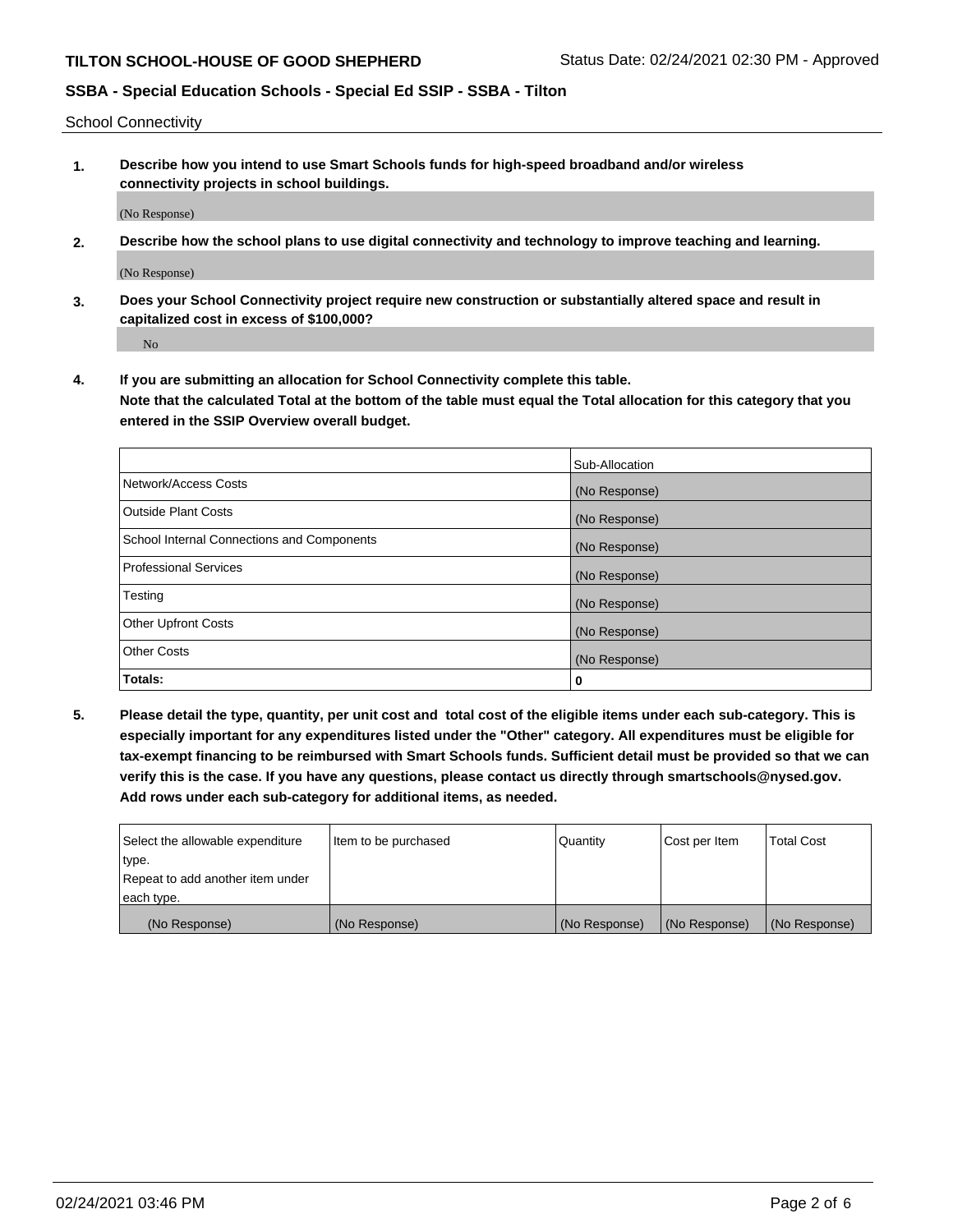School Connectivity

1. **Describe how you intend to use Smart Schools funds for high-speed broadband and/or wireless connectivity projects in school buildings.**

   (No Response)

2. **Describe how the school plans to use digital connectivity and technology to improve teaching and learning.**

   (No Response)

3. **Does your School Connectivity project require new construction or substantially altered space and result in capitalized cost in excess of $100,000?**

   No

4. **If you are submitting an allocation for School Connectivity complete this table. Note that the calculated Total at the bottom of the table must equal the Total allocation for this category that you entered in the SSIP Overview overall budget.**

|  | Sub-Allocation |
|---|---|
| Network/Access Costs | (No Response) |
| Outside Plant Costs | (No Response) |
| School Internal Connections and Components | (No Response) |
| Professional Services | (No Response) |
| Testing | (No Response) |
| Other Upfront Costs | (No Response) |
| Other Costs | (No Response) |
| **Totals:** | **0** |

5. **Please detail the type, quantity, per unit cost and total cost of the eligible items under each sub-category. This is especially important for any expenditures listed under the "Other" category. All expenditures must be eligible for tax-exempt financing to be reimbursed with Smart Schools funds. Sufficient detail must be provided so that we can verify this is the case. If you have any questions, please contact us directly through smartschools@nysed.gov. Add rows under each sub-category for additional items, as needed.**

| Select the allowable expenditure type. Repeat to add another item under each type. | Item to be purchased | Quantity | Cost per Item | Total Cost |
|---|---|---|---|---|
| (No Response) | (No Response) | (No Response) | (No Response) | (No Response) |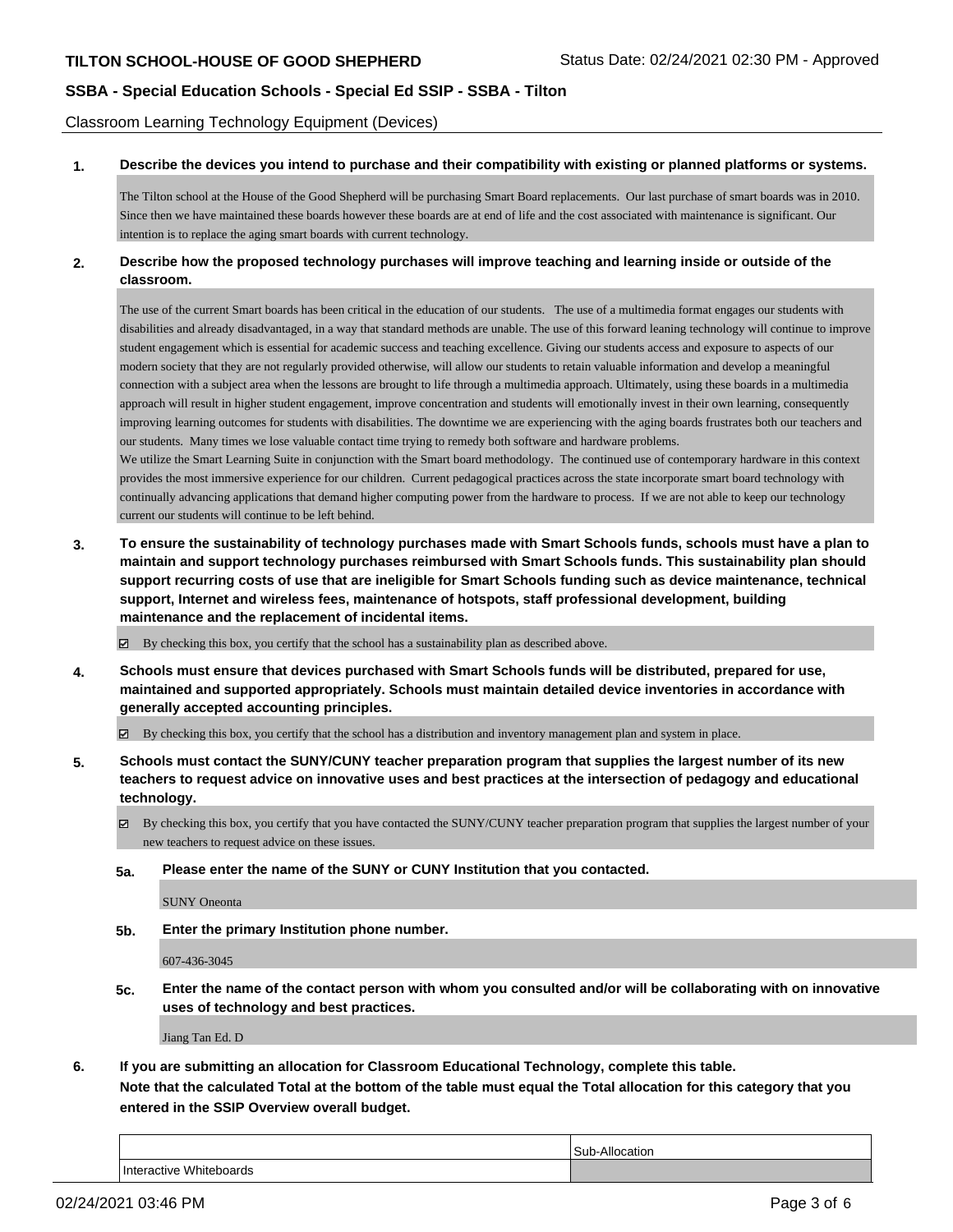## Classroom Learning Technology Equipment (Devices)

**1. Describe the devices you intend to purchase and their compatibility with existing or planned platforms or systems.**

The Tilton school at the House of the Good Shepherd will be purchasing Smart Board replacements. Our last purchase of smart boards was in 2010. Since then we have maintained these boards however these boards are at end of life and the cost associated with maintenance is significant. Our intention is to replace the aging smart boards with current technology.

**2. Describe how the proposed technology purchases will improve teaching and learning inside or outside of the classroom.**

The use of the current Smart boards has been critical in the education of our students. The use of a multimedia format engages our students with disabilities and already disadvantaged, in a way that standard methods are unable. The use of this forward leaning technology will continue to improve student engagement which is essential for academic success and teaching excellence. Giving our students access and exposure to aspects of our modern society that they are not regularly provided otherwise, will allow our students to retain valuable information and develop a meaningful connection with a subject area when the lessons are brought to life through a multimedia approach. Ultimately, using these boards in a multimedia approach will result in higher student engagement, improve concentration and students will emotionally invest in their own learning, consequently improving learning outcomes for students with disabilities. The downtime we are experiencing with the aging boards frustrates both our teachers and our students. Many times we lose valuable contact time trying to remedy both software and hardware problems.

We utilize the Smart Learning Suite in conjunction with the Smart board methodology. The continued use of contemporary hardware in this context provides the most immersive experience for our children. Current pedagogical practices across the state incorporate smart board technology with continually advancing applications that demand higher computing power from the hardware to process. If we are not able to keep our technology current our students will continue to be left behind.

**3. To ensure the sustainability of technology purchases made with Smart Schools funds, schools must have a plan to maintain and support technology purchases reimbursed with Smart Schools funds. This sustainability plan should support recurring costs of use that are ineligible for Smart Schools funding such as device maintenance, technical support, Internet and wireless fees, maintenance of hotspots, staff professional development, building maintenance and the replacement of incidental items.**

☑ By checking this box, you certify that the school has a sustainability plan as described above.

**4. Schools must ensure that devices purchased with Smart Schools funds will be distributed, prepared for use, maintained and supported appropriately. Schools must maintain detailed device inventories in accordance with generally accepted accounting principles.**

☑ By checking this box, you certify that the school has a distribution and inventory management plan and system in place.

**5. Schools must contact the SUNY/CUNY teacher preparation program that supplies the largest number of its new teachers to request advice on innovative uses and best practices at the intersection of pedagogy and educational technology.**

☑ By checking this box, you certify that you have contacted the SUNY/CUNY teacher preparation program that supplies the largest number of your new teachers to request advice on these issues.

**5a. Please enter the name of the SUNY or CUNY Institution that you contacted.**

SUNY Oneonta

**5b. Enter the primary Institution phone number.**

607-436-3045

**5c. Enter the name of the contact person with whom you consulted and/or will be collaborating with on innovative uses of technology and best practices.**

Jiang Tan Ed. D

**6. If you are submitting an allocation for Classroom Educational Technology, complete this table.**
**Note that the calculated Total at the bottom of the table must equal the Total allocation for this category that you entered in the SSIP Overview overall budget.**

| | Sub-Allocation |
|---|---|
| Interactive Whiteboards | |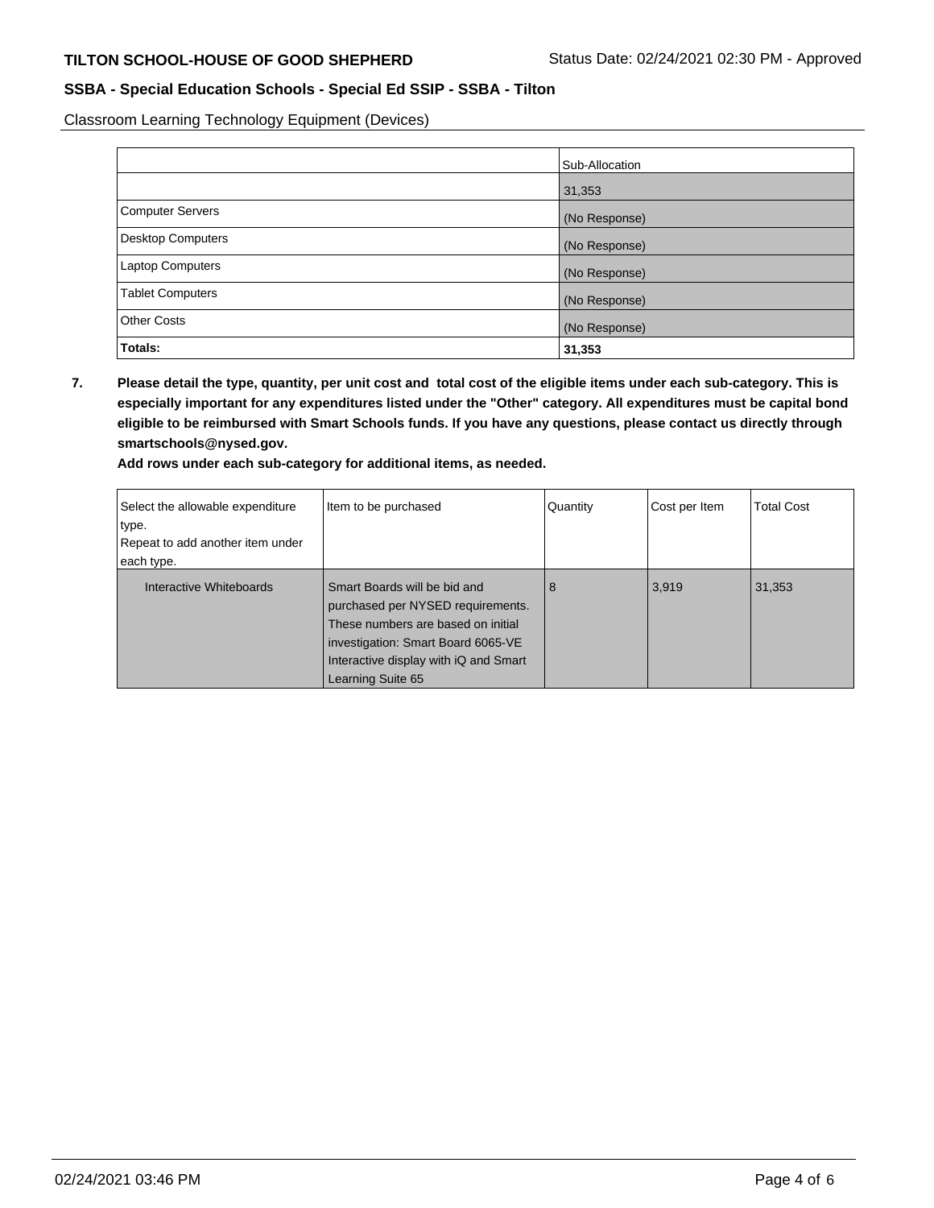**TILTON SCHOOL-HOUSE OF GOOD SHEPHERD** Status Date: 02/24/2021 02:30 PM - Approved

**SSBA - Special Education Schools - Special Ed SSIP - SSBA - Tilton**

Classroom Learning Technology Equipment (Devices)

| | Sub-Allocation |
|---|---|
| | 31,353 |
| Computer Servers | (No Response) |
| Desktop Computers | (No Response) |
| Laptop Computers | (No Response) |
| Tablet Computers | (No Response) |
| Other Costs | (No Response) |
| **Totals:** | **31,353** |

**7. Please detail the type, quantity, per unit cost and total cost of the eligible items under each sub-category. This is especially important for any expenditures listed under the "Other" category. All expenditures must be capital bond eligible to be reimbursed with Smart Schools funds. If you have any questions, please contact us directly through smartschools@nysed.gov.**

**Add rows under each sub-category for additional items, as needed.**

| Select the allowable expenditure type. Repeat to add another item under each type. | Item to be purchased | Quantity | Cost per Item | Total Cost |
|---|---|---|---|---|
| Interactive Whiteboards | Smart Boards will be bid and purchased per NYSED requirements. These numbers are based on initial investigation: Smart Board 6065-VE Interactive display with iQ and Smart Learning Suite 65 | 8 | 3,919 | 31,353 |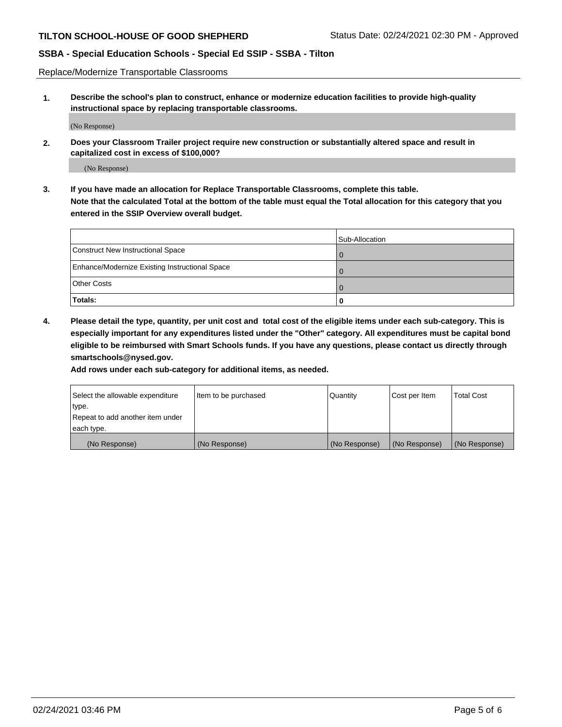Replace/Modernize Transportable Classrooms

**1. Describe the school's plan to construct, enhance or modernize education facilities to provide high-quality instructional space by replacing transportable classrooms.**

(No Response)

**2. Does your Classroom Trailer project require new construction or substantially altered space and result in capitalized cost in excess of $100,000?**

(No Response)

**3. If you have made an allocation for Replace Transportable Classrooms, complete this table. Note that the calculated Total at the bottom of the table must equal the Total allocation for this category that you entered in the SSIP Overview overall budget.**

| | Sub-Allocation |
|---|---|
| Construct New Instructional Space | 0 |
| Enhance/Modernize Existing Instructional Space | 0 |
| Other Costs | 0 |
| **Totals:** | **0** |

**4. Please detail the type, quantity, per unit cost and total cost of the eligible items under each sub-category. This is especially important for any expenditures listed under the "Other" category. All expenditures must be capital bond eligible to be reimbursed with Smart Schools funds. If you have any questions, please contact us directly through smartschools@nysed.gov.**

**Add rows under each sub-category for additional items, as needed.**

| Select the allowable expenditure type. Repeat to add another item under each type. | Item to be purchased | Quantity | Cost per Item | Total Cost |
|---|---|---|---|---|
| (No Response) | (No Response) | (No Response) | (No Response) | (No Response) |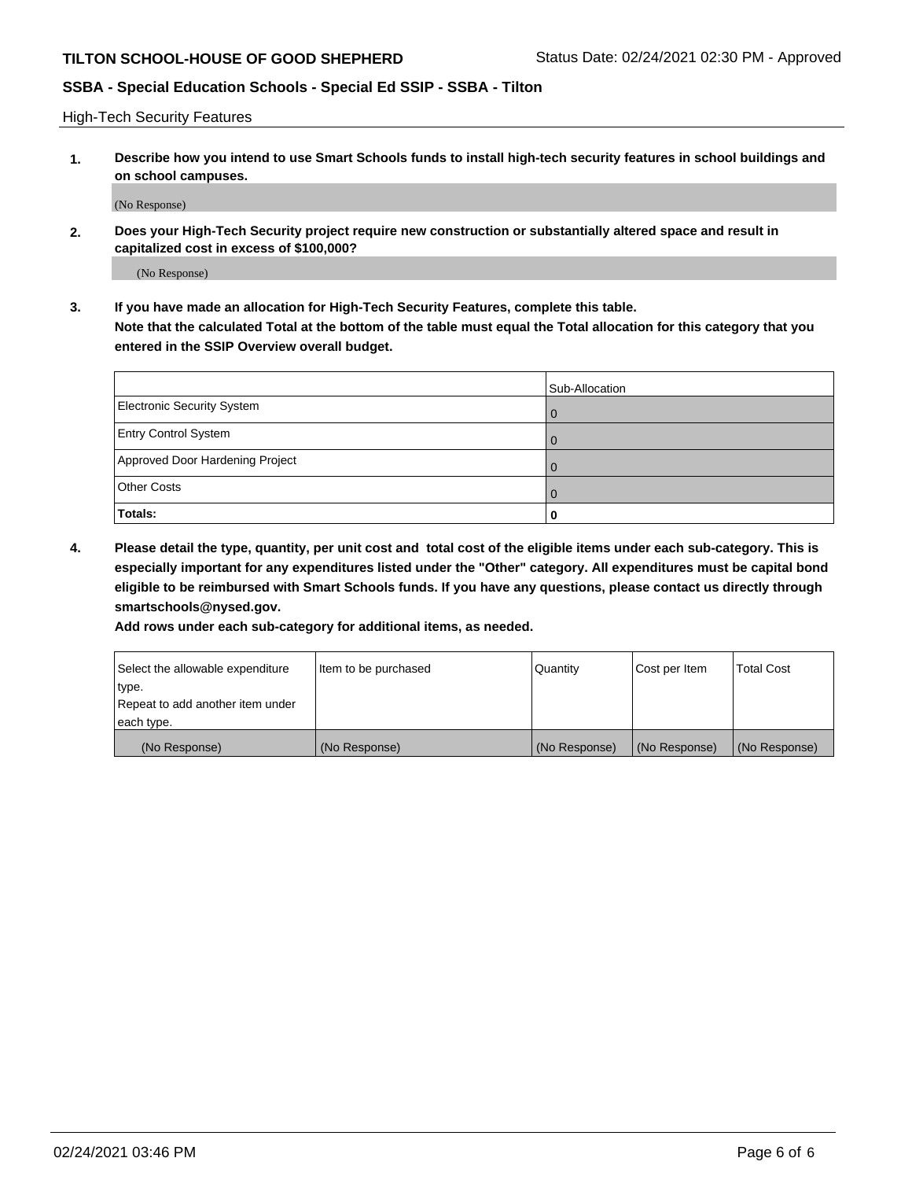High-Tech Security Features

**1. Describe how you intend to use Smart Schools funds to install high-tech security features in school buildings and on school campuses.**

(No Response)

**2. Does your High-Tech Security project require new construction or substantially altered space and result in capitalized cost in excess of $100,000?**

(No Response)

**3. If you have made an allocation for High-Tech Security Features, complete this table.**
**Note that the calculated Total at the bottom of the table must equal the Total allocation for this category that you entered in the SSIP Overview overall budget.**

| | Sub-Allocation |
|---|---|
| Electronic Security System | 0 |
| Entry Control System | 0 |
| Approved Door Hardening Project | 0 |
| Other Costs | 0 |
| **Totals:** | **0** |

**4. Please detail the type, quantity, per unit cost and total cost of the eligible items under each sub-category. This is especially important for any expenditures listed under the "Other" category. All expenditures must be capital bond eligible to be reimbursed with Smart Schools funds. If you have any questions, please contact us directly through smartschools@nysed.gov.**

**Add rows under each sub-category for additional items, as needed.**

| Select the allowable expenditure type. Repeat to add another item under each type. | Item to be purchased | Quantity | Cost per Item | Total Cost |
|---|---|---|---|---|
| (No Response) | (No Response) | (No Response) | (No Response) | (No Response) |